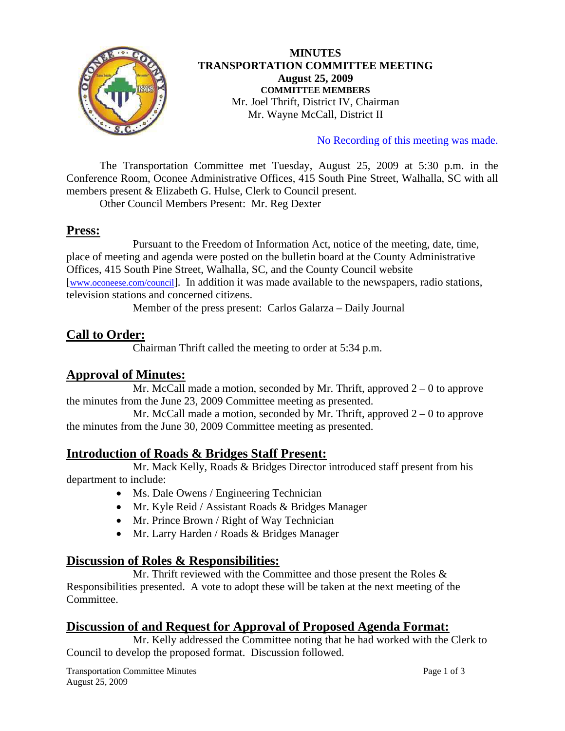**MINUTES**
**TRANSPORTATION COMMITTEE MEETING**
**August 25, 2009**
**COMMITTEE MEMBERS**
Mr. Joel Thrift, District IV, Chairman
Mr. Wayne McCall, District II

No Recording of this meeting was made.

The Transportation Committee met Tuesday, August 25, 2009 at 5:30 p.m. in the Conference Room, Oconee Administrative Offices, 415 South Pine Street, Walhalla, SC with all members present & Elizabeth G. Hulse, Clerk to Council present.

Other Council Members Present: Mr. Reg Dexter

## Press:

Pursuant to the Freedom of Information Act, notice of the meeting, date, time, place of meeting and agenda were posted on the bulletin board at the County Administrative Offices, 415 South Pine Street, Walhalla, SC, and the County Council website [www.oconeese.com/council]. In addition it was made available to the newspapers, radio stations, television stations and concerned citizens.

Member of the press present: Carlos Galarza – Daily Journal

## Call to Order:

Chairman Thrift called the meeting to order at 5:34 p.m.

## Approval of Minutes:

Mr. McCall made a motion, seconded by Mr. Thrift, approved 2 – 0 to approve the minutes from the June 23, 2009 Committee meeting as presented.

Mr. McCall made a motion, seconded by Mr. Thrift, approved 2 – 0 to approve the minutes from the June 30, 2009 Committee meeting as presented.

## Introduction of Roads & Bridges Staff Present:

Mr. Mack Kelly, Roads & Bridges Director introduced staff present from his department to include:

- Ms. Dale Owens / Engineering Technician
- Mr. Kyle Reid / Assistant Roads & Bridges Manager
- Mr. Prince Brown / Right of Way Technician
- Mr. Larry Harden / Roads & Bridges Manager

## Discussion of Roles & Responsibilities:

Mr. Thrift reviewed with the Committee and those present the Roles & Responsibilities presented. A vote to adopt these will be taken at the next meeting of the Committee.

## Discussion of and Request for Approval of Proposed Agenda Format:

Mr. Kelly addressed the Committee noting that he had worked with the Clerk to Council to develop the proposed format. Discussion followed.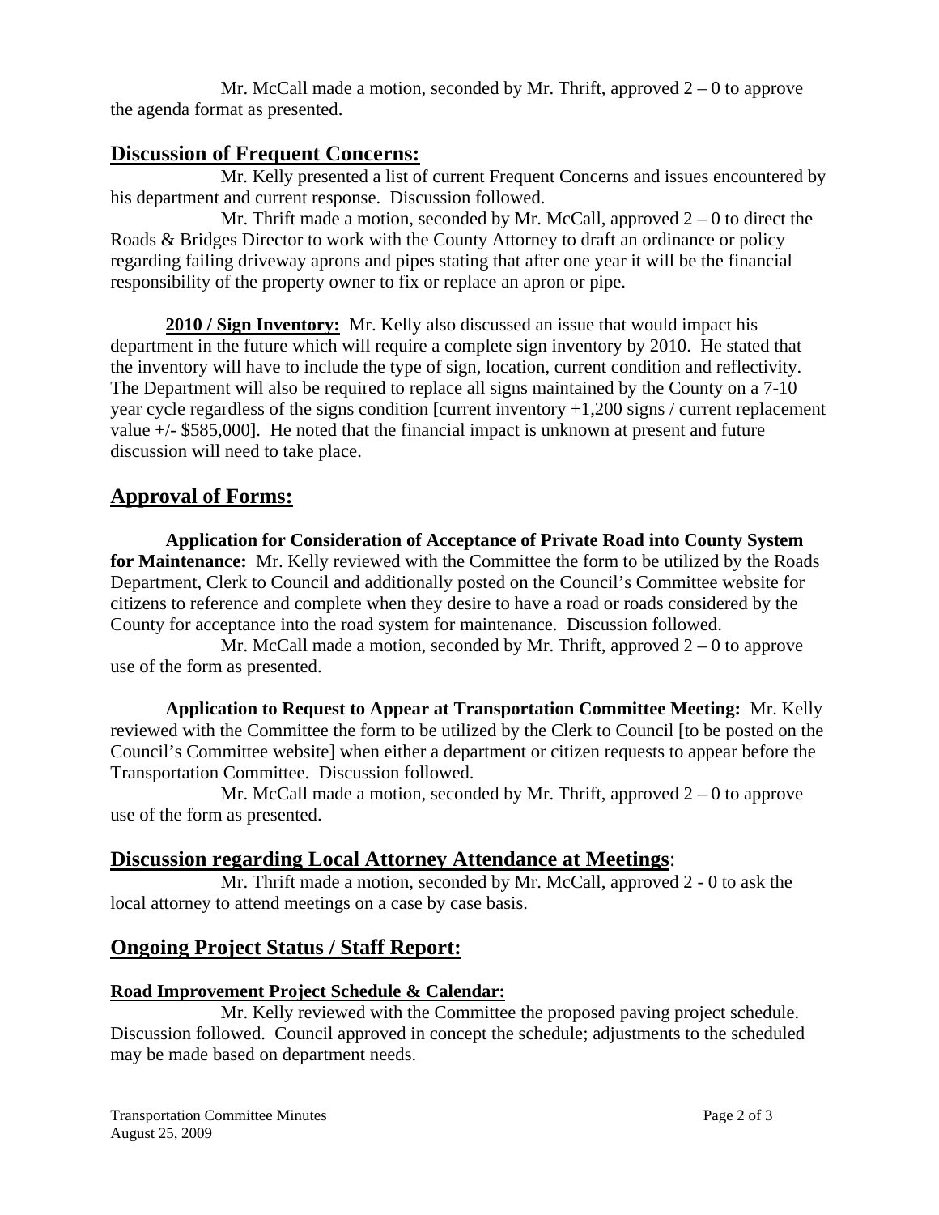Mr. McCall made a motion, seconded by Mr. Thrift, approved 2 – 0 to approve the agenda format as presented.

## Discussion of Frequent Concerns:

Mr. Kelly presented a list of current Frequent Concerns and issues encountered by his department and current response. Discussion followed.

Mr. Thrift made a motion, seconded by Mr. McCall, approved 2 – 0 to direct the Roads & Bridges Director to work with the County Attorney to draft an ordinance or policy regarding failing driveway aprons and pipes stating that after one year it will be the financial responsibility of the property owner to fix or replace an apron or pipe.

**2010 / Sign Inventory:** Mr. Kelly also discussed an issue that would impact his department in the future which will require a complete sign inventory by 2010. He stated that the inventory will have to include the type of sign, location, current condition and reflectivity. The Department will also be required to replace all signs maintained by the County on a 7-10 year cycle regardless of the signs condition [current inventory +1,200 signs / current replacement value +/- $585,000]. He noted that the financial impact is unknown at present and future discussion will need to take place.

## Approval of Forms:

**Application for Consideration of Acceptance of Private Road into County System for Maintenance:** Mr. Kelly reviewed with the Committee the form to be utilized by the Roads Department, Clerk to Council and additionally posted on the Council's Committee website for citizens to reference and complete when they desire to have a road or roads considered by the County for acceptance into the road system for maintenance. Discussion followed.

Mr. McCall made a motion, seconded by Mr. Thrift, approved 2 – 0 to approve use of the form as presented.

**Application to Request to Appear at Transportation Committee Meeting:** Mr. Kelly reviewed with the Committee the form to be utilized by the Clerk to Council [to be posted on the Council's Committee website] when either a department or citizen requests to appear before the Transportation Committee. Discussion followed.

Mr. McCall made a motion, seconded by Mr. Thrift, approved 2 – 0 to approve use of the form as presented.

## Discussion regarding Local Attorney Attendance at Meetings:

Mr. Thrift made a motion, seconded by Mr. McCall, approved 2 - 0 to ask the local attorney to attend meetings on a case by case basis.

## Ongoing Project Status / Staff Report:

### Road Improvement Project Schedule & Calendar:

Mr. Kelly reviewed with the Committee the proposed paving project schedule. Discussion followed. Council approved in concept the schedule; adjustments to the scheduled may be made based on department needs.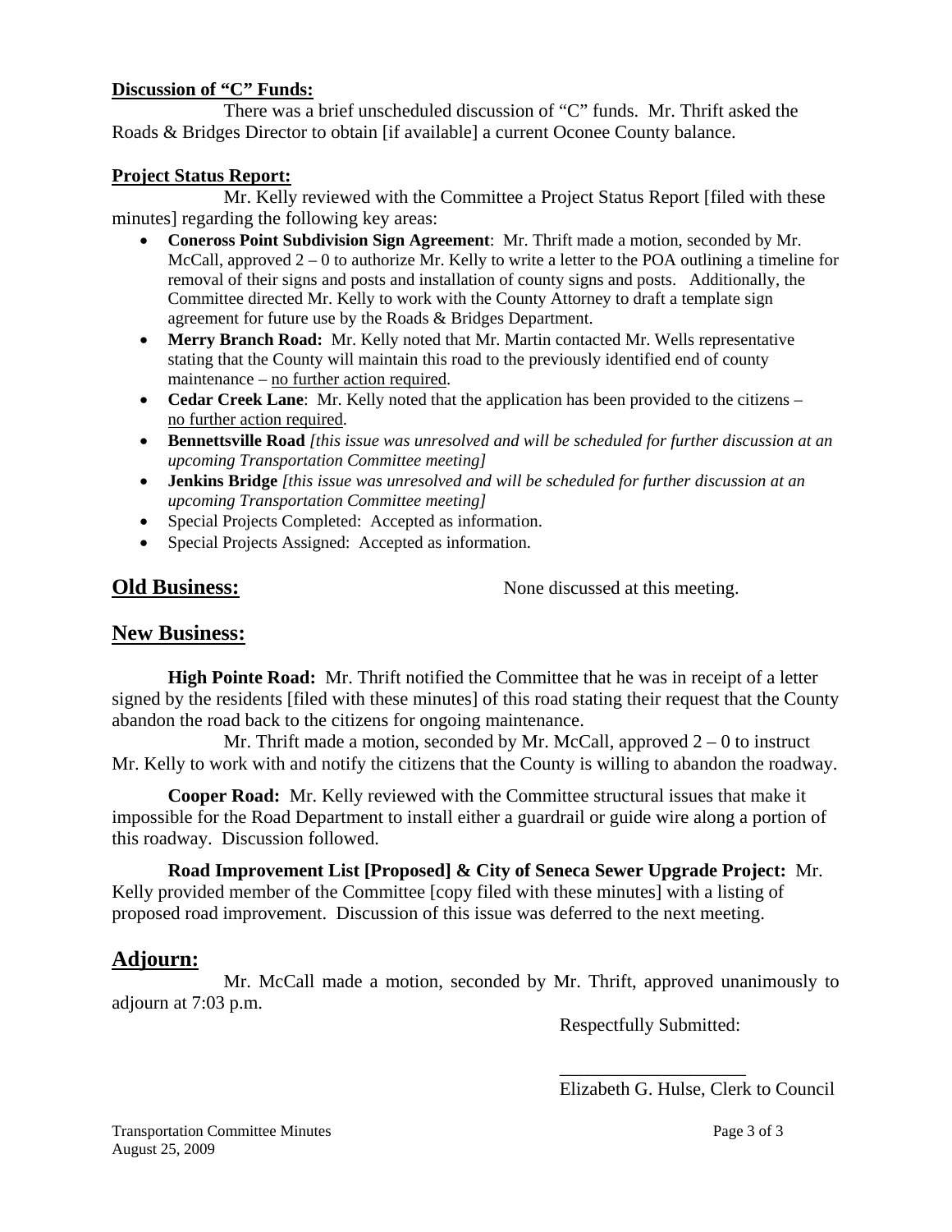**Discussion of "C" Funds:**

There was a brief unscheduled discussion of "C" funds. Mr. Thrift asked the Roads & Bridges Director to obtain [if available] a current Oconee County balance.

**Project Status Report:**

Mr. Kelly reviewed with the Committee a Project Status Report [filed with these minutes] regarding the following key areas:

- **Coneross Point Subdivision Sign Agreement**: Mr. Thrift made a motion, seconded by Mr. McCall, approved 2 – 0 to authorize Mr. Kelly to write a letter to the POA outlining a timeline for removal of their signs and posts and installation of county signs and posts. Additionally, the Committee directed Mr. Kelly to work with the County Attorney to draft a template sign agreement for future use by the Roads & Bridges Department.
- **Merry Branch Road:** Mr. Kelly noted that Mr. Martin contacted Mr. Wells representative stating that the County will maintain this road to the previously identified end of county maintenance – no further action required.
- **Cedar Creek Lane**: Mr. Kelly noted that the application has been provided to the citizens – no further action required.
- **Bennettsville Road** *[this issue was unresolved and will be scheduled for further discussion at an upcoming Transportation Committee meeting]*
- **Jenkins Bridge** *[this issue was unresolved and will be scheduled for further discussion at an upcoming Transportation Committee meeting]*
- Special Projects Completed: Accepted as information.
- Special Projects Assigned: Accepted as information.

## Old Business:

None discussed at this meeting.

## New Business:

**High Pointe Road:** Mr. Thrift notified the Committee that he was in receipt of a letter signed by the residents [filed with these minutes] of this road stating their request that the County abandon the road back to the citizens for ongoing maintenance.

Mr. Thrift made a motion, seconded by Mr. McCall, approved 2 – 0 to instruct Mr. Kelly to work with and notify the citizens that the County is willing to abandon the roadway.

**Cooper Road:** Mr. Kelly reviewed with the Committee structural issues that make it impossible for the Road Department to install either a guardrail or guide wire along a portion of this roadway. Discussion followed.

**Road Improvement List [Proposed] & City of Seneca Sewer Upgrade Project:** Mr. Kelly provided member of the Committee [copy filed with these minutes] with a listing of proposed road improvement. Discussion of this issue was deferred to the next meeting.

## Adjourn:

Mr. McCall made a motion, seconded by Mr. Thrift, approved unanimously to adjourn at 7:03 p.m.

Respectfully Submitted:

\_\_\_\_\_\_\_\_\_\_\_\_\_\_\_\_\_\_\_\_

Elizabeth G. Hulse, Clerk to Council